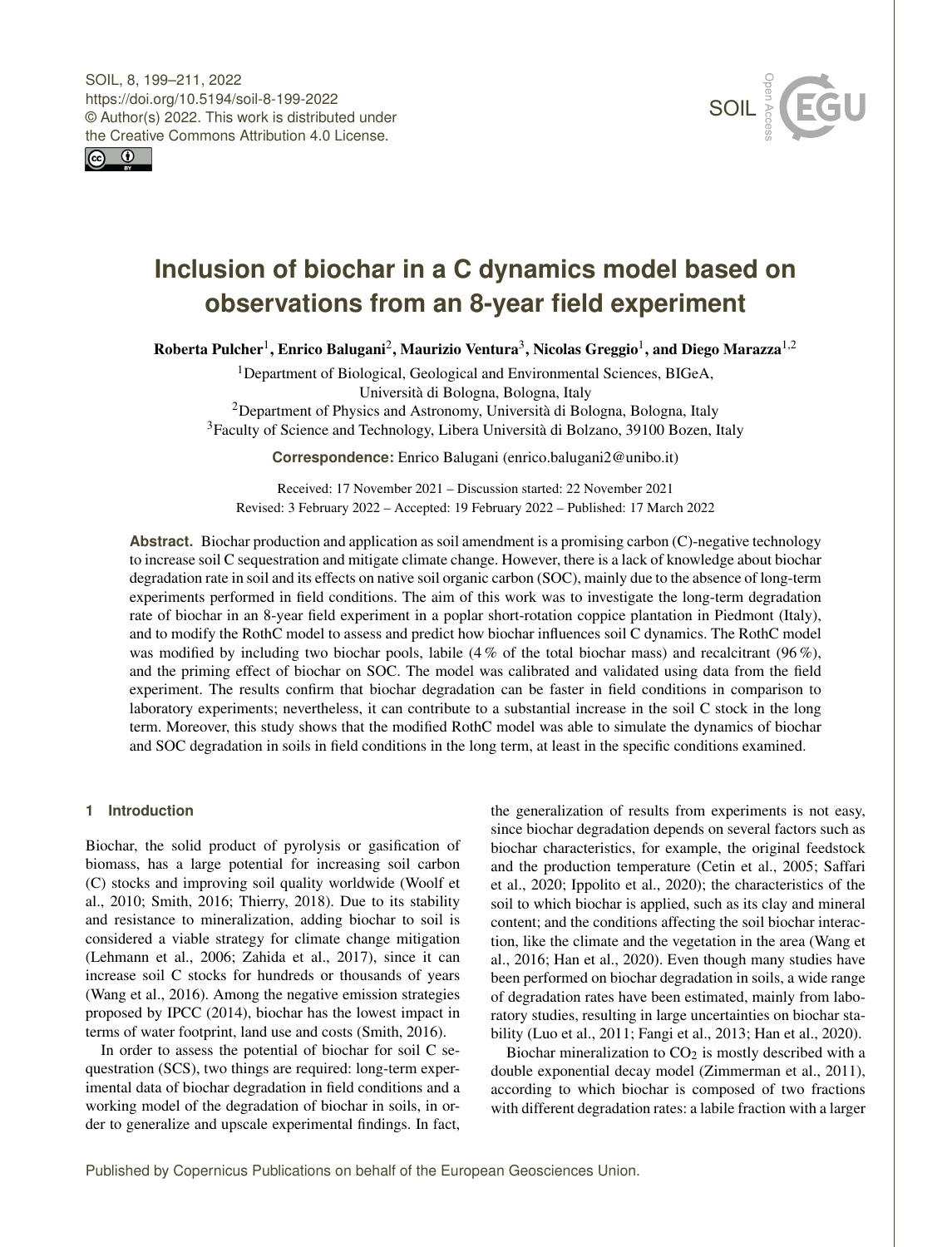# Inclusion of biochar in a C dynamics model based on observations from an 8-year field experiment

**Roberta Pulcher**[1], **Enrico Balugani**[2], **Maurizio Ventura**[3], **Nicolas Greggio**[1], **and Diego Marazza**[1,2]

[1]Department of Biological, Geological and Environmental Sciences, BIGeA, Università di Bologna, Bologna, Italy
[2]Department of Physics and Astronomy, Università di Bologna, Bologna, Italy
[3]Faculty of Science and Technology, Libera Università di Bolzano, 39100 Bozen, Italy

**Correspondence:** Enrico Balugani (enrico.balugani2@unibo.it)

Received: 17 November 2021 – Discussion started: 22 November 2021
Revised: 3 February 2022 – Accepted: 19 February 2022 – Published: 17 March 2022

**Abstract.** Biochar production and application as soil amendment is a promising carbon (C)-negative technology to increase soil C sequestration and mitigate climate change. However, there is a lack of knowledge about biochar degradation rate in soil and its effects on native soil organic carbon (SOC), mainly due to the absence of long-term experiments performed in field conditions. The aim of this work was to investigate the long-term degradation rate of biochar in an 8-year field experiment in a poplar short-rotation coppice plantation in Piedmont (Italy), and to modify the RothC model to assess and predict how biochar influences soil C dynamics. The RothC model was modified by including two biochar pools, labile (4 % of the total biochar mass) and recalcitrant (96 %), and the priming effect of biochar on SOC. The model was calibrated and validated using data from the field experiment. The results confirm that biochar degradation can be faster in field conditions in comparison to laboratory experiments; nevertheless, it can contribute to a substantial increase in the soil C stock in the long term. Moreover, this study shows that the modified RothC model was able to simulate the dynamics of biochar and SOC degradation in soils in field conditions in the long term, at least in the specific conditions examined.

## 1 Introduction

Biochar, the solid product of pyrolysis or gasification of biomass, has a large potential for increasing soil carbon (C) stocks and improving soil quality worldwide (Woolf et al., 2010; Smith, 2016; Thierry, 2018). Due to its stability and resistance to mineralization, adding biochar to soil is considered a viable strategy for climate change mitigation (Lehmann et al., 2006; Zahida et al., 2017), since it can increase soil C stocks for hundreds or thousands of years (Wang et al., 2016). Among the negative emission strategies proposed by IPCC (2014), biochar has the lowest impact in terms of water footprint, land use and costs (Smith, 2016).

In order to assess the potential of biochar for soil C sequestration (SCS), two things are required: long-term experimental data of biochar degradation in field conditions and a working model of the degradation of biochar in soils, in order to generalize and upscale experimental findings. In fact, the generalization of results from experiments is not easy, since biochar degradation depends on several factors such as biochar characteristics, for example, the original feedstock and the production temperature (Cetin et al., 2005; Saffari et al., 2020; Ippolito et al., 2020); the characteristics of the soil to which biochar is applied, such as its clay and mineral content; and the conditions affecting the soil biochar interaction, like the climate and the vegetation in the area (Wang et al., 2016; Han et al., 2020). Even though many studies have been performed on biochar degradation in soils, a wide range of degradation rates have been estimated, mainly from laboratory studies, resulting in large uncertainties on biochar stability (Luo et al., 2011; Fangi et al., 2013; Han et al., 2020).

Biochar mineralization to $CO_2$ is mostly described with a double exponential decay model (Zimmerman et al., 2011), according to which biochar is composed of two fractions with different degradation rates: a labile fraction with a larger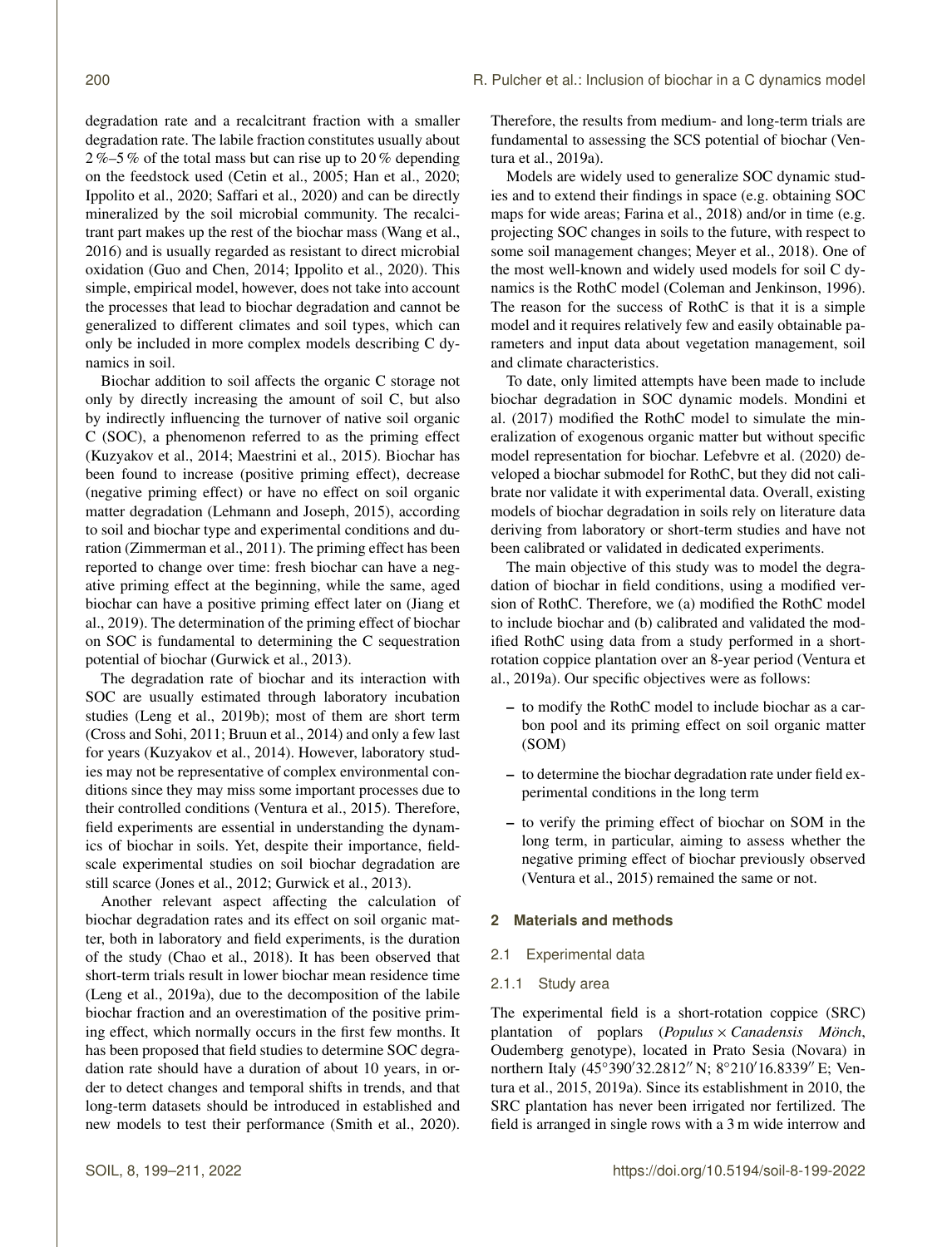degradation rate and a recalcitrant fraction with a smaller degradation rate. The labile fraction constitutes usually about 2 %–5 % of the total mass but can rise up to 20 % depending on the feedstock used (Cetin et al., 2005; Han et al., 2020; Ippolito et al., 2020; Saffari et al., 2020) and can be directly mineralized by the soil microbial community. The recalcitrant part makes up the rest of the biochar mass (Wang et al., 2016) and is usually regarded as resistant to direct microbial oxidation (Guo and Chen, 2014; Ippolito et al., 2020). This simple, empirical model, however, does not take into account the processes that lead to biochar degradation and cannot be generalized to different climates and soil types, which can only be included in more complex models describing C dynamics in soil.

Biochar addition to soil affects the organic C storage not only by directly increasing the amount of soil C, but also by indirectly influencing the turnover of native soil organic C (SOC), a phenomenon referred to as the priming effect (Kuzyakov et al., 2014; Maestrini et al., 2015). Biochar has been found to increase (positive priming effect), decrease (negative priming effect) or have no effect on soil organic matter degradation (Lehmann and Joseph, 2015), according to soil and biochar type and experimental conditions and duration (Zimmerman et al., 2011). The priming effect has been reported to change over time: fresh biochar can have a negative priming effect at the beginning, while the same, aged biochar can have a positive priming effect later on (Jiang et al., 2019). The determination of the priming effect of biochar on SOC is fundamental to determining the C sequestration potential of biochar (Gurwick et al., 2013).

The degradation rate of biochar and its interaction with SOC are usually estimated through laboratory incubation studies (Leng et al., 2019b); most of them are short term (Cross and Sohi, 2011; Bruun et al., 2014) and only a few last for years (Kuzyakov et al., 2014). However, laboratory studies may not be representative of complex environmental conditions since they may miss some important processes due to their controlled conditions (Ventura et al., 2015). Therefore, field experiments are essential in understanding the dynamics of biochar in soils. Yet, despite their importance, field-scale experimental studies on soil biochar degradation are still scarce (Jones et al., 2012; Gurwick et al., 2013).

Another relevant aspect affecting the calculation of biochar degradation rates and its effect on soil organic matter, both in laboratory and field experiments, is the duration of the study (Chao et al., 2018). It has been observed that short-term trials result in lower biochar mean residence time (Leng et al., 2019a), due to the decomposition of the labile biochar fraction and an overestimation of the positive priming effect, which normally occurs in the first few months. It has been proposed that field studies to determine SOC degradation rate should have a duration of about 10 years, in order to detect changes and temporal shifts in trends, and that long-term datasets should be introduced in established and new models to test their performance (Smith et al., 2020). Therefore, the results from medium- and long-term trials are fundamental to assessing the SCS potential of biochar (Ventura et al., 2019a).

Models are widely used to generalize SOC dynamic studies and to extend their findings in space (e.g. obtaining SOC maps for wide areas; Farina et al., 2018) and/or in time (e.g. projecting SOC changes in soils to the future, with respect to some soil management changes; Meyer et al., 2018). One of the most well-known and widely used models for soil C dynamics is the RothC model (Coleman and Jenkinson, 1996). The reason for the success of RothC is that it is a simple model and it requires relatively few and easily obtainable parameters and input data about vegetation management, soil and climate characteristics.

To date, only limited attempts have been made to include biochar degradation in SOC dynamic models. Mondini et al. (2017) modified the RothC model to simulate the mineralization of exogenous organic matter but without specific model representation for biochar. Lefebvre et al. (2020) developed a biochar submodel for RothC, but they did not calibrate nor validate it with experimental data. Overall, existing models of biochar degradation in soils rely on literature data deriving from laboratory or short-term studies and have not been calibrated or validated in dedicated experiments.

The main objective of this study was to model the degradation of biochar in field conditions, using a modified version of RothC. Therefore, we (a) modified the RothC model to include biochar and (b) calibrated and validated the modified RothC using data from a study performed in a short-rotation coppice plantation over an 8-year period (Ventura et al., 2019a). Our specific objectives were as follows:

- to modify the RothC model to include biochar as a carbon pool and its priming effect on soil organic matter (SOM)
- to determine the biochar degradation rate under field experimental conditions in the long term
- to verify the priming effect of biochar on SOM in the long term, in particular, aiming to assess whether the negative priming effect of biochar previously observed (Ventura et al., 2015) remained the same or not.

## 2 Materials and methods

### 2.1 Experimental data

#### 2.1.1 Study area

The experimental field is a short-rotation coppice (SRC) plantation of poplars (*Populus × Canadensis Mönch*, Oudemberg genotype), located in Prato Sesia (Novara) in northern Italy (45°390′32.2812″ N; 8°210′16.8339″ E; Ventura et al., 2015, 2019a). Since its establishment in 2010, the SRC plantation has never been irrigated nor fertilized. The field is arranged in single rows with a 3 m wide interrow and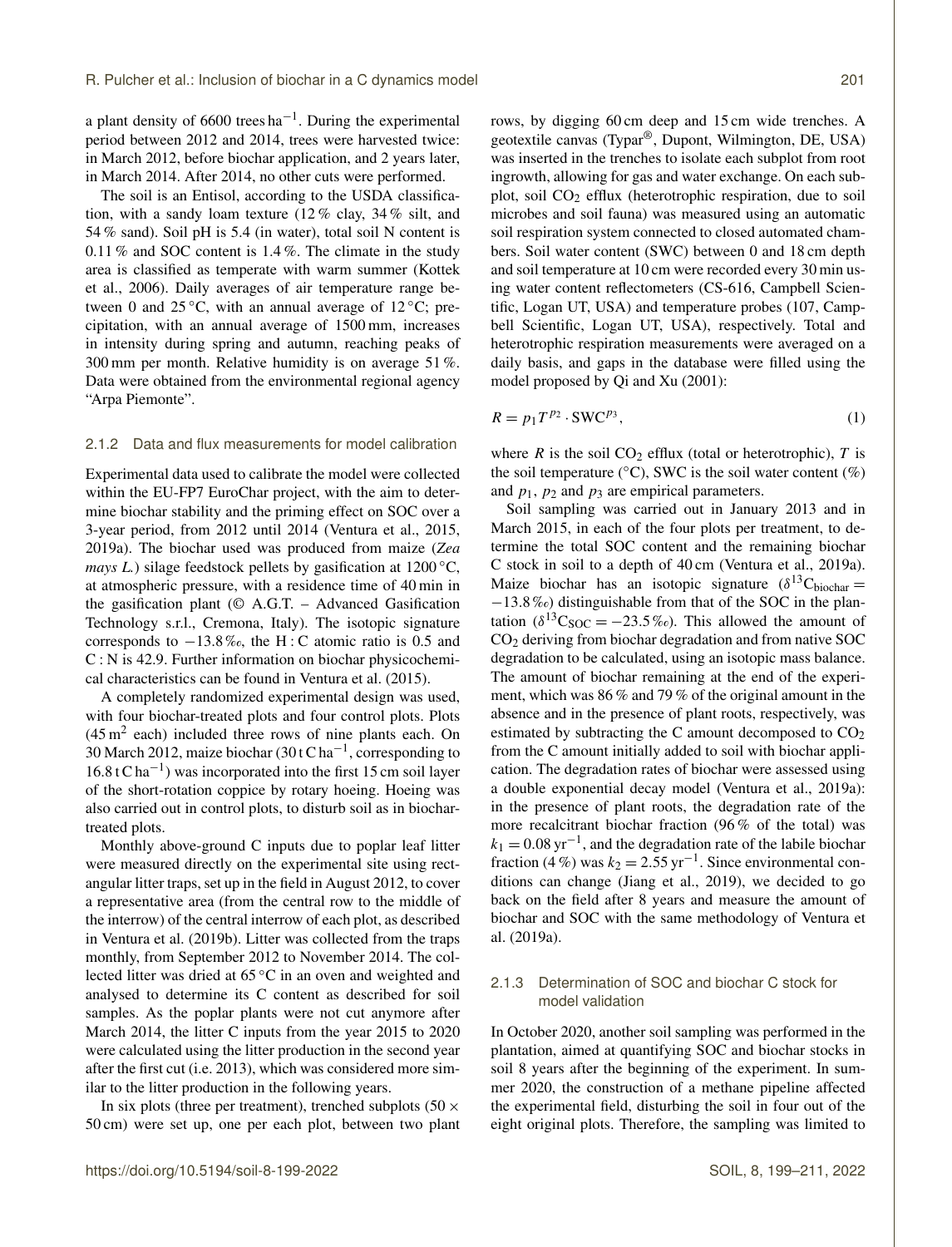a plant density of 6600 trees $ha^{-1}$. During the experimental period between 2012 and 2014, trees were harvested twice: in March 2012, before biochar application, and 2 years later, in March 2014. After 2014, no other cuts were performed.

The soil is an Entisol, according to the USDA classification, with a sandy loam texture (12 % clay, 34 % silt, and 54 % sand). Soil pH is 5.4 (in water), total soil N content is 0.11 % and SOC content is 1.4 %. The climate in the study area is classified as temperate with warm summer (Kottek et al., 2006). Daily averages of air temperature range between 0 and 25 °C, with an annual average of 12 °C; precipitation, with an annual average of 1500 mm, increases in intensity during spring and autumn, reaching peaks of 300 mm per month. Relative humidity is on average 51 %. Data were obtained from the environmental regional agency "Arpa Piemonte".

### 2.1.2 Data and flux measurements for model calibration

Experimental data used to calibrate the model were collected within the EU-FP7 EuroChar project, with the aim to determine biochar stability and the priming effect on SOC over a 3-year period, from 2012 until 2014 (Ventura et al., 2015, 2019a). The biochar used was produced from maize (*Zea mays L.*) silage feedstock pellets by gasification at 1200 °C, at atmospheric pressure, with a residence time of 40 min in the gasification plant (© A.G.T. – Advanced Gasification Technology s.r.l., Cremona, Italy). The isotopic signature corresponds to −13.8 ‰, the H : C atomic ratio is 0.5 and C : N is 42.9. Further information on biochar physicochemical characteristics can be found in Ventura et al. (2015).

A completely randomized experimental design was used, with four biochar-treated plots and four control plots. Plots ($45\,m^2$ each) included three rows of nine plants each. On 30 March 2012, maize biochar ($30\,t\,C\,ha^{-1}$, corresponding to $16.8\,t\,C\,ha^{-1}$) was incorporated into the first 15 cm soil layer of the short-rotation coppice by rotary hoeing. Hoeing was also carried out in control plots, to disturb soil as in biochar-treated plots.

Monthly above-ground C inputs due to poplar leaf litter were measured directly on the experimental site using rectangular litter traps, set up in the field in August 2012, to cover a representative area (from the central row to the middle of the interrow) of the central interrow of each plot, as described in Ventura et al. (2019b). Litter was collected from the traps monthly, from September 2012 to November 2014. The collected litter was dried at 65 °C in an oven and weighted and analysed to determine its C content as described for soil samples. As the poplar plants were not cut anymore after March 2014, the litter C inputs from the year 2015 to 2020 were calculated using the litter production in the second year after the first cut (i.e. 2013), which was considered more similar to the litter production in the following years.

In six plots (three per treatment), trenched subplots (50 × 50 cm) were set up, one per each plot, between two plant rows, by digging 60 cm deep and 15 cm wide trenches. A geotextile canvas (Typar®, Dupont, Wilmington, DE, USA) was inserted in the trenches to isolate each subplot from root ingrowth, allowing for gas and water exchange. On each subplot, soil $CO_2$ efflux (heterotrophic respiration, due to soil microbes and soil fauna) was measured using an automatic soil respiration system connected to closed automated chambers. Soil water content (SWC) between 0 and 18 cm depth and soil temperature at 10 cm were recorded every 30 min using water content reflectometers (CS-616, Campbell Scientific, Logan UT, USA) and temperature probes (107, Campbell Scientific, Logan UT, USA), respectively. Total and heterotrophic respiration measurements were averaged on a daily basis, and gaps in the database were filled using the model proposed by Qi and Xu (2001):

$$R = p_1 T^{p_2} \cdot \mathrm{SWC}^{p_3}, \tag{1}$$

where $R$ is the soil $CO_2$ efflux (total or heterotrophic), $T$ is the soil temperature (°C), SWC is the soil water content (%) and $p_1$, $p_2$ and $p_3$ are empirical parameters.

Soil sampling was carried out in January 2013 and in March 2015, in each of the four plots per treatment, to determine the total SOC content and the remaining biochar C stock in soil to a depth of 40 cm (Ventura et al., 2019a). Maize biochar has an isotopic signature ($\delta^{13}C_{\mathrm{biochar}} = -13.8$ ‰) distinguishable from that of the SOC in the plantation ($\delta^{13}C_{\mathrm{SOC}} = -23.5$ ‰). This allowed the amount of $CO_2$ deriving from biochar degradation and from native SOC degradation to be calculated, using an isotopic mass balance. The amount of biochar remaining at the end of the experiment, which was 86 % and 79 % of the original amount in the absence and in the presence of plant roots, respectively, was estimated by subtracting the C amount decomposed to $CO_2$ from the C amount initially added to soil with biochar application. The degradation rates of biochar were assessed using a double exponential decay model (Ventura et al., 2019a): in the presence of plant roots, the degradation rate of the more recalcitrant biochar fraction (96 % of the total) was $k_1 = 0.08\,yr^{-1}$, and the degradation rate of the labile biochar fraction (4 %) was $k_2 = 2.55\,yr^{-1}$. Since environmental conditions can change (Jiang et al., 2019), we decided to go back on the field after 8 years and measure the amount of biochar and SOC with the same methodology of Ventura et al. (2019a).

### 2.1.3 Determination of SOC and biochar C stock for model validation

In October 2020, another soil sampling was performed in the plantation, aimed at quantifying SOC and biochar stocks in soil 8 years after the beginning of the experiment. In summer 2020, the construction of a methane pipeline affected the experimental field, disturbing the soil in four out of the eight original plots. Therefore, the sampling was limited to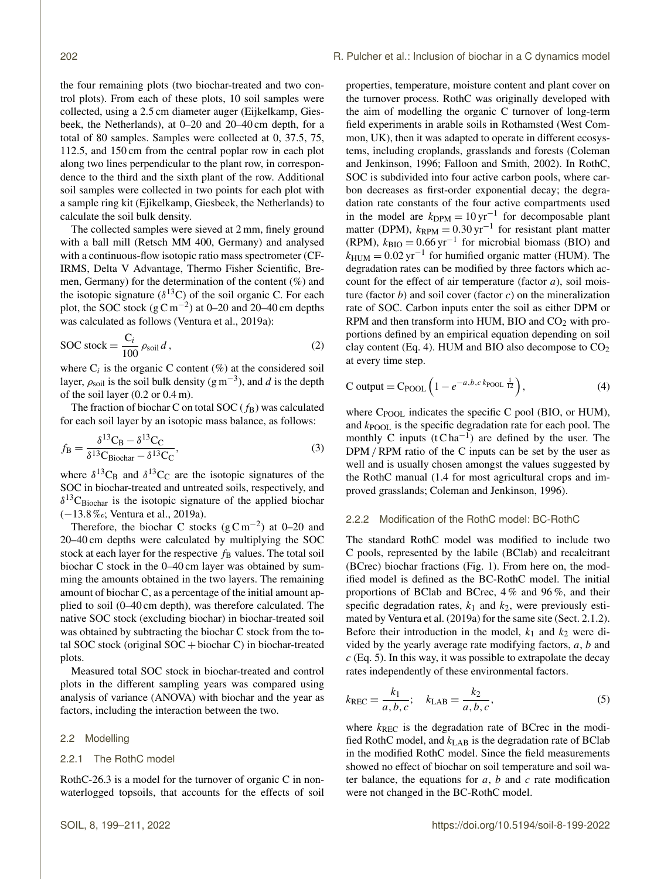the four remaining plots (two biochar-treated and two control plots). From each of these plots, 10 soil samples were collected, using a 2.5 cm diameter auger (Eijkelkamp, Giesbeek, the Netherlands), at 0–20 and 20–40 cm depth, for a total of 80 samples. Samples were collected at 0, 37.5, 75, 112.5, and 150 cm from the central poplar row in each plot along two lines perpendicular to the plant row, in correspondence to the third and the sixth plant of the row. Additional soil samples were collected in two points for each plot with a sample ring kit (Ejikelkamp, Giesbeek, the Netherlands) to calculate the soil bulk density.

The collected samples were sieved at 2 mm, finely ground with a ball mill (Retsch MM 400, Germany) and analysed with a continuous-flow isotopic ratio mass spectrometer (CF-IRMS, Delta V Advantage, Thermo Fisher Scientific, Bremen, Germany) for the determination of the content (%) and the isotopic signature ($\delta^{13}C$) of the soil organic C. For each plot, the SOC stock ($g\,C\,m^{-2}$) at 0–20 and 20–40 cm depths was calculated as follows (Ventura et al., 2019a):

$$\text{SOC stock} = \frac{C_i}{100}\,\rho_{\text{soil}}\,d\,, \tag{2}$$

where $C_i$ is the organic C content (%) at the considered soil layer, $\rho_{\text{soil}}$ is the soil bulk density ($g\,m^{-3}$), and $d$ is the depth of the soil layer (0.2 or 0.4 m).

The fraction of biochar C on total SOC ($f_B$) was calculated for each soil layer by an isotopic mass balance, as follows:

$$f_B = \frac{\delta^{13}C_B - \delta^{13}C_C}{\delta^{13}C_{\text{Biochar}} - \delta^{13}C_C}, \tag{3}$$

where $\delta^{13}C_B$ and $\delta^{13}C_C$ are the isotopic signatures of the SOC in biochar-treated and untreated soils, respectively, and $\delta^{13}C_{\text{Biochar}}$ is the isotopic signature of the applied biochar (−13.8 ‰; Ventura et al., 2019a).

Therefore, the biochar C stocks ($g\,C\,m^{-2}$) at 0–20 and 20–40 cm depths were calculated by multiplying the SOC stock at each layer for the respective $f_B$ values. The total soil biochar C stock in the 0–40 cm layer was obtained by summing the amounts obtained in the two layers. The remaining amount of biochar C, as a percentage of the initial amount applied to soil (0–40 cm depth), was therefore calculated. The native SOC stock (excluding biochar) in biochar-treated soil was obtained by subtracting the biochar C stock from the total SOC stock (original SOC + biochar C) in biochar-treated plots.

Measured total SOC stock in biochar-treated and control plots in the different sampling years was compared using analysis of variance (ANOVA) with biochar and the year as factors, including the interaction between the two.

## 2.2 Modelling

### 2.2.1 The RothC model

RothC-26.3 is a model for the turnover of organic C in non-waterlogged topsoils, that accounts for the effects of soil properties, temperature, moisture content and plant cover on the turnover process. RothC was originally developed with the aim of modelling the organic C turnover of long-term field experiments in arable soils in Rothamsted (West Common, UK), then it was adapted to operate in different ecosystems, including croplands, grasslands and forests (Coleman and Jenkinson, 1996; Falloon and Smith, 2002). In RothC, SOC is subdivided into four active carbon pools, where carbon decreases as first-order exponential decay; the degradation rate constants of the four active compartments used in the model are $k_{\text{DPM}} = 10\,\text{yr}^{-1}$ for decomposable plant matter (DPM), $k_{\text{RPM}} = 0.30\,\text{yr}^{-1}$ for resistant plant matter (RPM), $k_{\text{BIO}} = 0.66\,\text{yr}^{-1}$ for microbial biomass (BIO) and $k_{\text{HUM}} = 0.02\,\text{yr}^{-1}$ for humified organic matter (HUM). The degradation rates can be modified by three factors which account for the effect of air temperature (factor $a$), soil moisture (factor $b$) and soil cover (factor $c$) on the mineralization rate of SOC. Carbon inputs enter the soil as either DPM or RPM and then transform into HUM, BIO and $CO_2$ with proportions defined by an empirical equation depending on soil clay content (Eq. 4). HUM and BIO also decompose to $CO_2$ at every time step.

$$\text{C output} = C_{\text{POOL}}\left(1 - e^{-a,b,c\,k_{\text{POOL}}\,\frac{1}{12}}\right), \tag{4}$$

where $C_{\text{POOL}}$ indicates the specific C pool (BIO, or HUM), and $k_{\text{POOL}}$ is the specific degradation rate for each pool. The monthly C inputs ($t\,C\,ha^{-1}$) are defined by the user. The DPM / RPM ratio of the C inputs can be set by the user as well and is usually chosen amongst the values suggested by the RothC manual (1.4 for most agricultural crops and improved grasslands; Coleman and Jenkinson, 1996).

### 2.2.2 Modification of the RothC model: BC-RothC

The standard RothC model was modified to include two C pools, represented by the labile (BClab) and recalcitrant (BCrec) biochar fractions (Fig. 1). From here on, the modified model is defined as the BC-RothC model. The initial proportions of BClab and BCrec, 4 % and 96 %, and their specific degradation rates, $k_1$ and $k_2$, were previously estimated by Ventura et al. (2019a) for the same site (Sect. 2.1.2). Before their introduction in the model, $k_1$ and $k_2$ were divided by the yearly average rate modifying factors, $a$, $b$ and $c$ (Eq. 5). In this way, it was possible to extrapolate the decay rates independently of these environmental factors.

$$k_{\text{REC}} = \frac{k_1}{a, b, c}; \quad k_{\text{LAB}} = \frac{k_2}{a, b, c}, \tag{5}$$

where $k_{\text{REC}}$ is the degradation rate of BCrec in the modified RothC model, and $k_{\text{LAB}}$ is the degradation rate of BClab in the modified RothC model. Since the field measurements showed no effect of biochar on soil temperature and soil water balance, the equations for $a$, $b$ and $c$ rate modification were not changed in the BC-RothC model.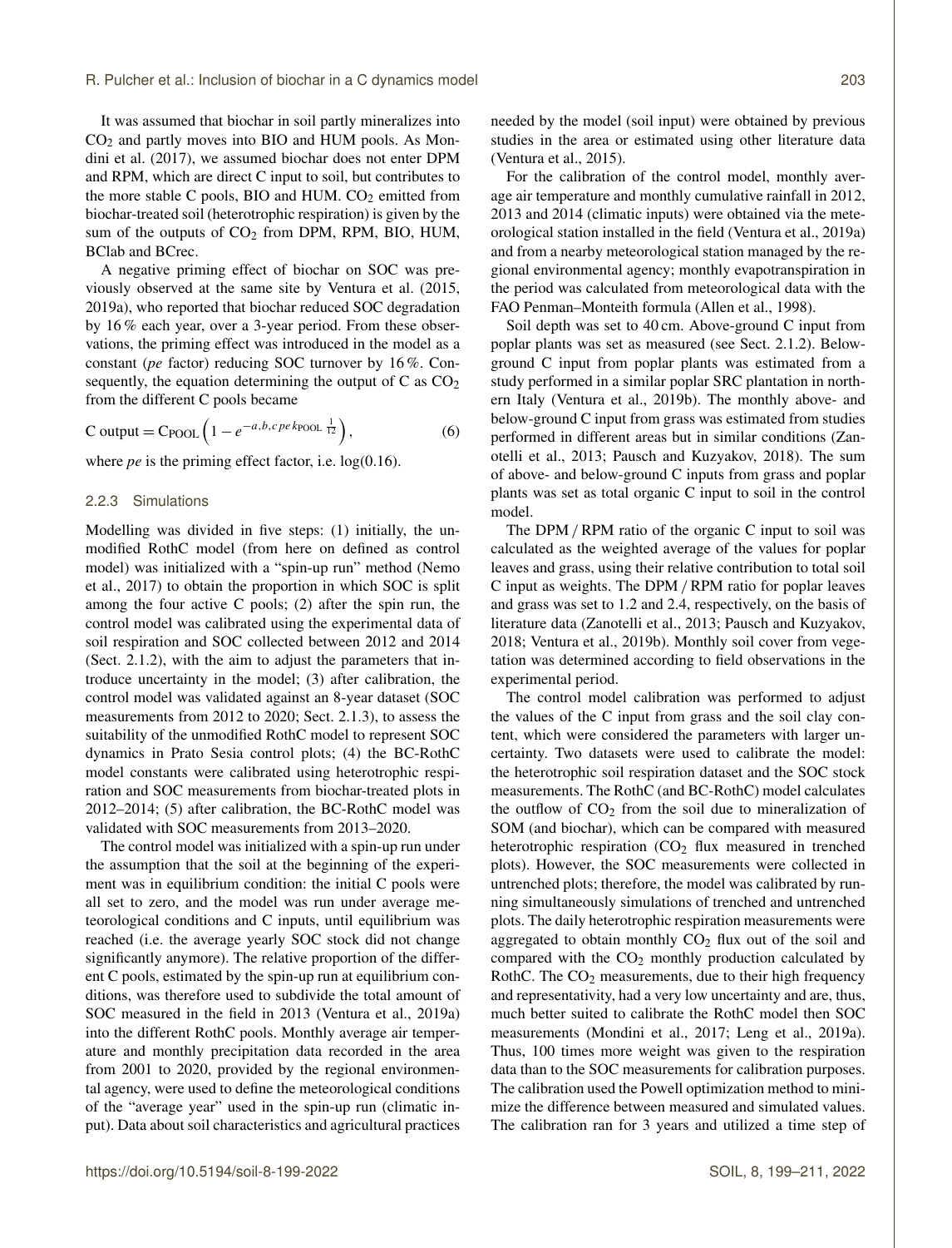It was assumed that biochar in soil partly mineralizes into $CO_2$ and partly moves into BIO and HUM pools. As Mondini et al. (2017), we assumed biochar does not enter DPM and RPM, which are direct C input to soil, but contributes to the more stable C pools, BIO and HUM. $CO_2$ emitted from biochar-treated soil (heterotrophic respiration) is given by the sum of the outputs of $CO_2$ from DPM, RPM, BIO, HUM, BClab and BCrec.

A negative priming effect of biochar on SOC was previously observed at the same site by Ventura et al. (2015, 2019a), who reported that biochar reduced SOC degradation by 16 % each year, over a 3-year period. From these observations, the priming effect was introduced in the model as a constant (*pe* factor) reducing SOC turnover by 16 %. Consequently, the equation determining the output of C as $CO_2$ from the different C pools became

$$\text{C output} = \text{C}_{\text{POOL}}\left(1 - e^{-a,b,c\,pe\,k_{\text{POOL}}\frac{1}{12}}\right), \tag{6}$$

where *pe* is the priming effect factor, i.e. log(0.16).

### 2.2.3 Simulations

Modelling was divided in five steps: (1) initially, the unmodified RothC model (from here on defined as control model) was initialized with a "spin-up run" method (Nemo et al., 2017) to obtain the proportion in which SOC is split among the four active C pools; (2) after the spin run, the control model was calibrated using the experimental data of soil respiration and SOC collected between 2012 and 2014 (Sect. 2.1.2), with the aim to adjust the parameters that introduce uncertainty in the model; (3) after calibration, the control model was validated against an 8-year dataset (SOC measurements from 2012 to 2020; Sect. 2.1.3), to assess the suitability of the unmodified RothC model to represent SOC dynamics in Prato Sesia control plots; (4) the BC-RothC model constants were calibrated using heterotrophic respiration and SOC measurements from biochar-treated plots in 2012–2014; (5) after calibration, the BC-RothC model was validated with SOC measurements from 2013–2020.

The control model was initialized with a spin-up run under the assumption that the soil at the beginning of the experiment was in equilibrium condition: the initial C pools were all set to zero, and the model was run under average meteorological conditions and C inputs, until equilibrium was reached (i.e. the average yearly SOC stock did not change significantly anymore). The relative proportion of the different C pools, estimated by the spin-up run at equilibrium conditions, was therefore used to subdivide the total amount of SOC measured in the field in 2013 (Ventura et al., 2019a) into the different RothC pools. Monthly average air temperature and monthly precipitation data recorded in the area from 2001 to 2020, provided by the regional environmental agency, were used to define the meteorological conditions of the "average year" used in the spin-up run (climatic input). Data about soil characteristics and agricultural practices needed by the model (soil input) were obtained by previous studies in the area or estimated using other literature data (Ventura et al., 2015).

For the calibration of the control model, monthly average air temperature and monthly cumulative rainfall in 2012, 2013 and 2014 (climatic inputs) were obtained via the meteorological station installed in the field (Ventura et al., 2019a) and from a nearby meteorological station managed by the regional environmental agency; monthly evapotranspiration in the period was calculated from meteorological data with the FAO Penman–Monteith formula (Allen et al., 1998).

Soil depth was set to 40 cm. Above-ground C input from poplar plants was set as measured (see Sect. 2.1.2). Below-ground C input from poplar plants was estimated from a study performed in a similar poplar SRC plantation in northern Italy (Ventura et al., 2019b). The monthly above- and below-ground C input from grass was estimated from studies performed in different areas but in similar conditions (Zanotelli et al., 2013; Pausch and Kuzyakov, 2018). The sum of above- and below-ground C inputs from grass and poplar plants was set as total organic C input to soil in the control model.

The DPM / RPM ratio of the organic C input to soil was calculated as the weighted average of the values for poplar leaves and grass, using their relative contribution to total soil C input as weights. The DPM / RPM ratio for poplar leaves and grass was set to 1.2 and 2.4, respectively, on the basis of literature data (Zanotelli et al., 2013; Pausch and Kuzyakov, 2018; Ventura et al., 2019b). Monthly soil cover from vegetation was determined according to field observations in the experimental period.

The control model calibration was performed to adjust the values of the C input from grass and the soil clay content, which were considered the parameters with larger uncertainty. Two datasets were used to calibrate the model: the heterotrophic soil respiration dataset and the SOC stock measurements. The RothC (and BC-RothC) model calculates the outflow of $CO_2$ from the soil due to mineralization of SOM (and biochar), which can be compared with measured heterotrophic respiration ($CO_2$ flux measured in trenched plots). However, the SOC measurements were collected in untrenched plots; therefore, the model was calibrated by running simultaneously simulations of trenched and untrenched plots. The daily heterotrophic respiration measurements were aggregated to obtain monthly $CO_2$ flux out of the soil and compared with the $CO_2$ monthly production calculated by RothC. The $CO_2$ measurements, due to their high frequency and representativity, had a very low uncertainty and are, thus, much better suited to calibrate the RothC model then SOC measurements (Mondini et al., 2017; Leng et al., 2019a). Thus, 100 times more weight was given to the respiration data than to the SOC measurements for calibration purposes. The calibration used the Powell optimization method to minimize the difference between measured and simulated values. The calibration ran for 3 years and utilized a time step of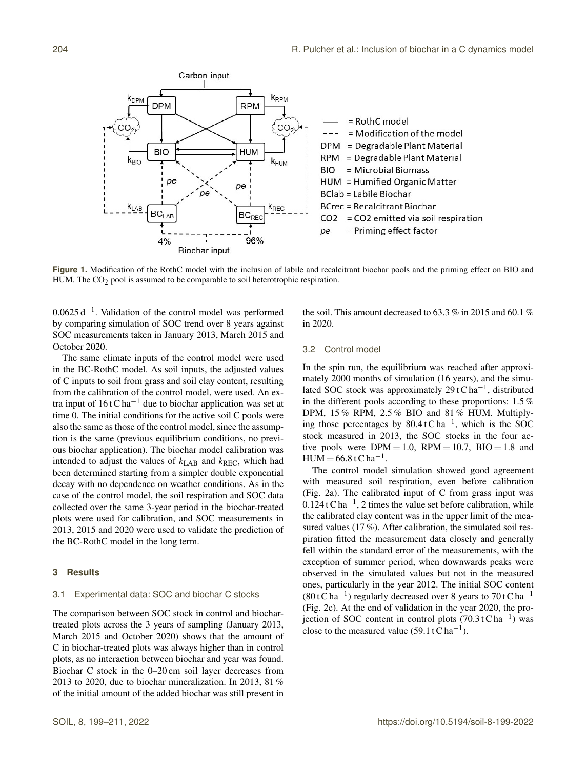**Figure 1.** Modification of the RothC model with the inclusion of labile and recalcitrant biochar pools and the priming effect on BIO and HUM. The $CO_2$ pool is assumed to be comparable to soil heterotrophic respiration.

$0.0625\,d^{-1}$. Validation of the control model was performed by comparing simulation of SOC trend over 8 years against SOC measurements taken in January 2013, March 2015 and October 2020.

The same climate inputs of the control model were used in the BC-RothC model. As soil inputs, the adjusted values of C inputs to soil from grass and soil clay content, resulting from the calibration of the control model, were used. An extra input of $16\,t\,C\,ha^{-1}$ due to biochar application was set at time 0. The initial conditions for the active soil C pools were also the same as those of the control model, since the assumption is the same (previous equilibrium conditions, no previous biochar application). The biochar model calibration was intended to adjust the values of $k_{LAB}$ and $k_{REC}$, which had been determined starting from a simpler double exponential decay with no dependence on weather conditions. As in the case of the control model, the soil respiration and SOC data collected over the same 3-year period in the biochar-treated plots were used for calibration, and SOC measurements in 2013, 2015 and 2020 were used to validate the prediction of the BC-RothC model in the long term.

## 3 Results

### 3.1 Experimental data: SOC and biochar C stocks

The comparison between SOC stock in control and biochar-treated plots across the 3 years of sampling (January 2013, March 2015 and October 2020) shows that the amount of C in biochar-treated plots was always higher than in control plots, as no interaction between biochar and year was found. Biochar C stock in the 0–20 cm soil layer decreases from 2013 to 2020, due to biochar mineralization. In 2013, 81 % of the initial amount of the added biochar was still present in the soil. This amount decreased to 63.3 % in 2015 and 60.1 % in 2020.

### 3.2 Control model

In the spin run, the equilibrium was reached after approximately 2000 months of simulation (16 years), and the simulated SOC stock was approximately $29\,t\,C\,ha^{-1}$, distributed in the different pools according to these proportions: 1.5 % DPM, 15 % RPM, 2.5 % BIO and 81 % HUM. Multiplying those percentages by $80.4\,t\,C\,ha^{-1}$, which is the SOC stock measured in 2013, the SOC stocks in the four active pools were DPM = 1.0, RPM = 10.7, BIO = 1.8 and HUM = $66.8\,t\,C\,ha^{-1}$.

The control model simulation showed good agreement with measured soil respiration, even before calibration (Fig. 2a). The calibrated input of C from grass input was $0.124\,t\,C\,ha^{-1}$, 2 times the value set before calibration, while the calibrated clay content was in the upper limit of the measured values (17 %). After calibration, the simulated soil respiration fitted the measurement data closely and generally fell within the standard error of the measurements, with the exception of summer period, when downwards peaks were observed in the simulated values but not in the measured ones, particularly in the year 2012. The initial SOC content ($80\,t\,C\,ha^{-1}$) regularly decreased over 8 years to $70\,t\,C\,ha^{-1}$ (Fig. 2c). At the end of validation in the year 2020, the projection of SOC content in control plots ($70.3\,t\,C\,ha^{-1}$) was close to the measured value ($59.1\,t\,C\,ha^{-1}$).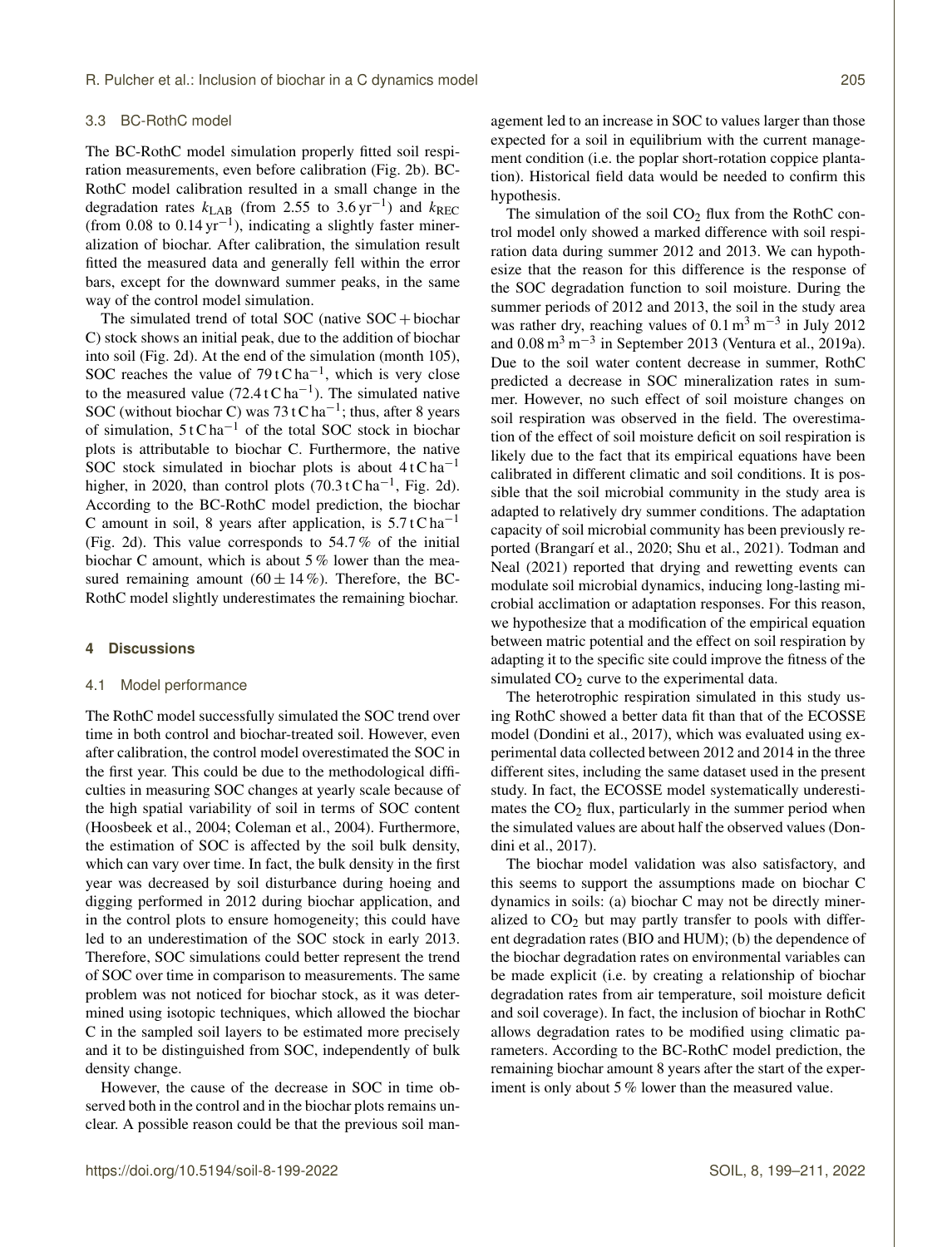### 3.3 BC-RothC model

The BC-RothC model simulation properly fitted soil respiration measurements, even before calibration (Fig. 2b). BC-RothC model calibration resulted in a small change in the degradation rates $k_{LAB}$ (from 2.55 to 3.6 $yr^{-1}$) and $k_{REC}$ (from 0.08 to 0.14 $yr^{-1}$), indicating a slightly faster mineralization of biochar. After calibration, the simulation result fitted the measured data and generally fell within the error bars, except for the downward summer peaks, in the same way of the control model simulation.

The simulated trend of total SOC (native SOC + biochar C) stock shows an initial peak, due to the addition of biochar into soil (Fig. 2d). At the end of the simulation (month 105), SOC reaches the value of 79 t C $ha^{-1}$, which is very close to the measured value (72.4 t C $ha^{-1}$). The simulated native SOC (without biochar C) was 73 t C $ha^{-1}$; thus, after 8 years of simulation, 5 t C $ha^{-1}$ of the total SOC stock in biochar plots is attributable to biochar C. Furthermore, the native SOC stock simulated in biochar plots is about 4 t C $ha^{-1}$ higher, in 2020, than control plots (70.3 t C $ha^{-1}$, Fig. 2d). According to the BC-RothC model prediction, the biochar C amount in soil, 8 years after application, is 5.7 t C $ha^{-1}$ (Fig. 2d). This value corresponds to 54.7 % of the initial biochar C amount, which is about 5 % lower than the measured remaining amount (60 ± 14 %). Therefore, the BC-RothC model slightly underestimates the remaining biochar.

## 4 Discussions

### 4.1 Model performance

The RothC model successfully simulated the SOC trend over time in both control and biochar-treated soil. However, even after calibration, the control model overestimated the SOC in the first year. This could be due to the methodological difficulties in measuring SOC changes at yearly scale because of the high spatial variability of soil in terms of SOC content (Hoosbeek et al., 2004; Coleman et al., 2004). Furthermore, the estimation of SOC is affected by the soil bulk density, which can vary over time. In fact, the bulk density in the first year was decreased by soil disturbance during hoeing and digging performed in 2012 during biochar application, and in the control plots to ensure homogeneity; this could have led to an underestimation of the SOC stock in early 2013. Therefore, SOC simulations could better represent the trend of SOC over time in comparison to measurements. The same problem was not noticed for biochar stock, as it was determined using isotopic techniques, which allowed the biochar C in the sampled soil layers to be estimated more precisely and it to be distinguished from SOC, independently of bulk density change.

However, the cause of the decrease in SOC in time observed both in the control and in the biochar plots remains unclear. A possible reason could be that the previous soil management led to an increase in SOC to values larger than those expected for a soil in equilibrium with the current management condition (i.e. the poplar short-rotation coppice plantation). Historical field data would be needed to confirm this hypothesis.

The simulation of the soil $CO_2$ flux from the RothC control model only showed a marked difference with soil respiration data during summer 2012 and 2013. We can hypothesize that the reason for this difference is the response of the SOC degradation function to soil moisture. During the summer periods of 2012 and 2013, the soil in the study area was rather dry, reaching values of 0.1 $m^3\,m^{-3}$ in July 2012 and 0.08 $m^3\,m^{-3}$ in September 2013 (Ventura et al., 2019a). Due to the soil water content decrease in summer, RothC predicted a decrease in SOC mineralization rates in summer. However, no such effect of soil moisture changes on soil respiration was observed in the field. The overestimation of the effect of soil moisture deficit on soil respiration is likely due to the fact that its empirical equations have been calibrated in different climatic and soil conditions. It is possible that the soil microbial community in the study area is adapted to relatively dry summer conditions. The adaptation capacity of soil microbial community has been previously reported (Brangarí et al., 2020; Shu et al., 2021). Todman and Neal (2021) reported that drying and rewetting events can modulate soil microbial dynamics, inducing long-lasting microbial acclimation or adaptation responses. For this reason, we hypothesize that a modification of the empirical equation between matric potential and the effect on soil respiration by adapting it to the specific site could improve the fitness of the simulated $CO_2$ curve to the experimental data.

The heterotrophic respiration simulated in this study using RothC showed a better data fit than that of the ECOSSE model (Dondini et al., 2017), which was evaluated using experimental data collected between 2012 and 2014 in the three different sites, including the same dataset used in the present study. In fact, the ECOSSE model systematically underestimates the $CO_2$ flux, particularly in the summer period when the simulated values are about half the observed values (Dondini et al., 2017).

The biochar model validation was also satisfactory, and this seems to support the assumptions made on biochar C dynamics in soils: (a) biochar C may not be directly mineralized to $CO_2$ but may partly transfer to pools with different degradation rates (BIO and HUM); (b) the dependence of the biochar degradation rates on environmental variables can be made explicit (i.e. by creating a relationship of biochar degradation rates from air temperature, soil moisture deficit and soil coverage). In fact, the inclusion of biochar in RothC allows degradation rates to be modified using climatic parameters. According to the BC-RothC model prediction, the remaining biochar amount 8 years after the start of the experiment is only about 5 % lower than the measured value.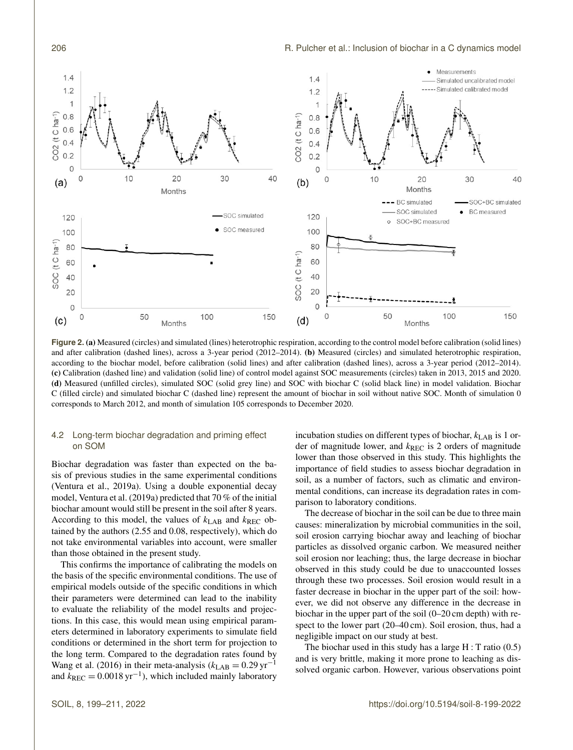**Figure 2.** **(a)** Measured (circles) and simulated (lines) heterotrophic respiration, according to the control model before calibration (solid lines) and after calibration (dashed lines), across a 3-year period (2012–2014). **(b)** Measured (circles) and simulated heterotrophic respiration, according to the biochar model, before calibration (solid lines) and after calibration (dashed lines), across a 3-year period (2012–2014). **(c)** Calibration (dashed line) and validation (solid line) of control model against SOC measurements (circles) taken in 2013, 2015 and 2020. **(d)** Measured (unfilled circles), simulated SOC (solid grey line) and SOC with biochar C (solid black line) in model validation. Biochar C (filled circle) and simulated biochar C (dashed line) represent the amount of biochar in soil without native SOC. Month of simulation 0 corresponds to March 2012, and month of simulation 105 corresponds to December 2020.

### 4.2 Long-term biochar degradation and priming effect on SOM

Biochar degradation was faster than expected on the basis of previous studies in the same experimental conditions (Ventura et al., 2019a). Using a double exponential decay model, Ventura et al. (2019a) predicted that 70 % of the initial biochar amount would still be present in the soil after 8 years. According to this model, the values of $k_{LAB}$ and $k_{REC}$ obtained by the authors (2.55 and 0.08, respectively), which do not take environmental variables into account, were smaller than those obtained in the present study.

This confirms the importance of calibrating the models on the basis of the specific environmental conditions. The use of empirical models outside of the specific conditions in which their parameters were determined can lead to the inability to evaluate the reliability of the model results and projections. In this case, this would mean using empirical parameters determined in laboratory experiments to simulate field conditions or determined in the short term for projection to the long term. Compared to the degradation rates found by Wang et al. (2016) in their meta-analysis ($k_{LAB} = 0.29\,\mathrm{yr}^{-1}$ and $k_{REC} = 0.0018\,\mathrm{yr}^{-1}$), which included mainly laboratory incubation studies on different types of biochar, $k_{LAB}$ is 1 order of magnitude lower, and $k_{REC}$ is 2 orders of magnitude lower than those observed in this study. This highlights the importance of field studies to assess biochar degradation in soil, as a number of factors, such as climatic and environmental conditions, can increase its degradation rates in comparison to laboratory conditions.

The decrease of biochar in the soil can be due to three main causes: mineralization by microbial communities in the soil, soil erosion carrying biochar away and leaching of biochar particles as dissolved organic carbon. We measured neither soil erosion nor leaching; thus, the large decrease in biochar observed in this study could be due to unaccounted losses through these two processes. Soil erosion would result in a faster decrease in biochar in the upper part of the soil: however, we did not observe any difference in the decrease in biochar in the upper part of the soil (0–20 cm depth) with respect to the lower part (20–40 cm). Soil erosion, thus, had a negligible impact on our study at best.

The biochar used in this study has a large H : T ratio (0.5) and is very brittle, making it more prone to leaching as dissolved organic carbon. However, various observations point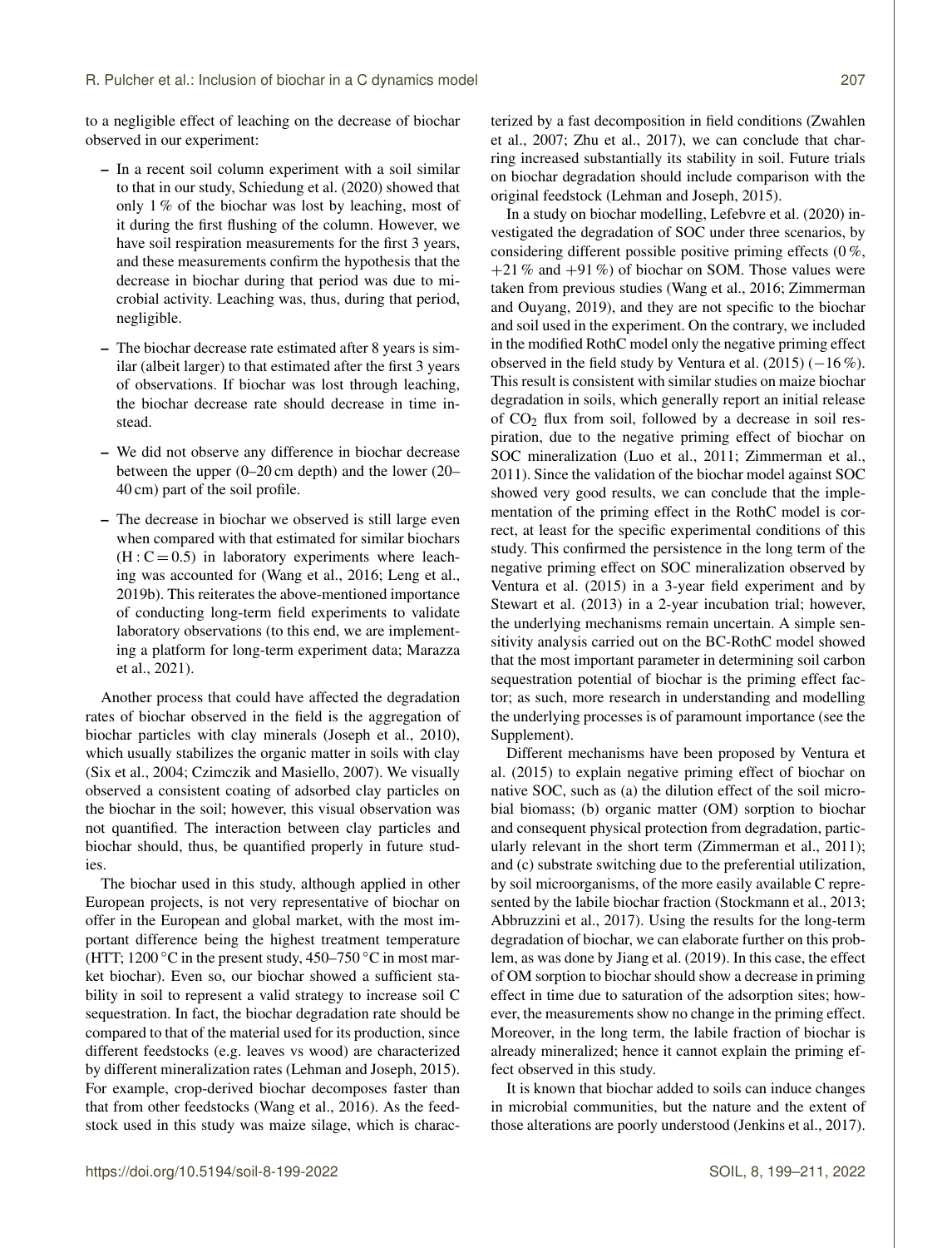to a negligible effect of leaching on the decrease of biochar observed in our experiment:

- In a recent soil column experiment with a soil similar to that in our study, Schiedung et al. (2020) showed that only 1 % of the biochar was lost by leaching, most of it during the first flushing of the column. However, we have soil respiration measurements for the first 3 years, and these measurements confirm the hypothesis that the decrease in biochar during that period was due to microbial activity. Leaching was, thus, during that period, negligible.
- The biochar decrease rate estimated after 8 years is similar (albeit larger) to that estimated after the first 3 years of observations. If biochar was lost through leaching, the biochar decrease rate should decrease in time instead.
- We did not observe any difference in biochar decrease between the upper (0–20 cm depth) and the lower (20–40 cm) part of the soil profile.
- The decrease in biochar we observed is still large even when compared with that estimated for similar biochars ($H:C = 0.5$) in laboratory experiments where leaching was accounted for (Wang et al., 2016; Leng et al., 2019b). This reiterates the above-mentioned importance of conducting long-term field experiments to validate laboratory observations (to this end, we are implementing a platform for long-term experiment data; Marazza et al., 2021).

Another process that could have affected the degradation rates of biochar observed in the field is the aggregation of biochar particles with clay minerals (Joseph et al., 2010), which usually stabilizes the organic matter in soils with clay (Six et al., 2004; Czimczik and Masiello, 2007). We visually observed a consistent coating of adsorbed clay particles on the biochar in the soil; however, this visual observation was not quantified. The interaction between clay particles and biochar should, thus, be quantified properly in future studies.

The biochar used in this study, although applied in other European projects, is not very representative of biochar on offer in the European and global market, with the most important difference being the highest treatment temperature (HTT; 1200 °C in the present study, 450–750 °C in most market biochar). Even so, our biochar showed a sufficient stability in soil to represent a valid strategy to increase soil C sequestration. In fact, the biochar degradation rate should be compared to that of the material used for its production, since different feedstocks (e.g. leaves vs wood) are characterized by different mineralization rates (Lehman and Joseph, 2015). For example, crop-derived biochar decomposes faster than that from other feedstocks (Wang et al., 2016). As the feedstock used in this study was maize silage, which is characterized by a fast decomposition in field conditions (Zwahlen et al., 2007; Zhu et al., 2017), we can conclude that charring increased substantially its stability in soil. Future trials on biochar degradation should include comparison with the original feedstock (Lehman and Joseph, 2015).

In a study on biochar modelling, Lefebvre et al. (2020) investigated the degradation of SOC under three scenarios, by considering different possible positive priming effects (0 %, +21 % and +91 %) of biochar on SOM. Those values were taken from previous studies (Wang et al., 2016; Zimmerman and Ouyang, 2019), and they are not specific to the biochar and soil used in the experiment. On the contrary, we included in the modified RothC model only the negative priming effect observed in the field study by Ventura et al. (2015) (−16 %). This result is consistent with similar studies on maize biochar degradation in soils, which generally report an initial release of $CO_2$ flux from soil, followed by a decrease in soil respiration, due to the negative priming effect of biochar on SOC mineralization (Luo et al., 2011; Zimmerman et al., 2011). Since the validation of the biochar model against SOC showed very good results, we can conclude that the implementation of the priming effect in the RothC model is correct, at least for the specific experimental conditions of this study. This confirmed the persistence in the long term of the negative priming effect on SOC mineralization observed by Ventura et al. (2015) in a 3-year field experiment and by Stewart et al. (2013) in a 2-year incubation trial; however, the underlying mechanisms remain uncertain. A simple sensitivity analysis carried out on the BC-RothC model showed that the most important parameter in determining soil carbon sequestration potential of biochar is the priming effect factor; as such, more research in understanding and modelling the underlying processes is of paramount importance (see the Supplement).

Different mechanisms have been proposed by Ventura et al. (2015) to explain negative priming effect of biochar on native SOC, such as (a) the dilution effect of the soil microbial biomass; (b) organic matter (OM) sorption to biochar and consequent physical protection from degradation, particularly relevant in the short term (Zimmerman et al., 2011); and (c) substrate switching due to the preferential utilization, by soil microorganisms, of the more easily available C represented by the labile biochar fraction (Stockmann et al., 2013; Abbruzzini et al., 2017). Using the results for the long-term degradation of biochar, we can elaborate further on this problem, as was done by Jiang et al. (2019). In this case, the effect of OM sorption to biochar should show a decrease in priming effect in time due to saturation of the adsorption sites; however, the measurements show no change in the priming effect. Moreover, in the long term, the labile fraction of biochar is already mineralized; hence it cannot explain the priming effect observed in this study.

It is known that biochar added to soils can induce changes in microbial communities, but the nature and the extent of those alterations are poorly understood (Jenkins et al., 2017).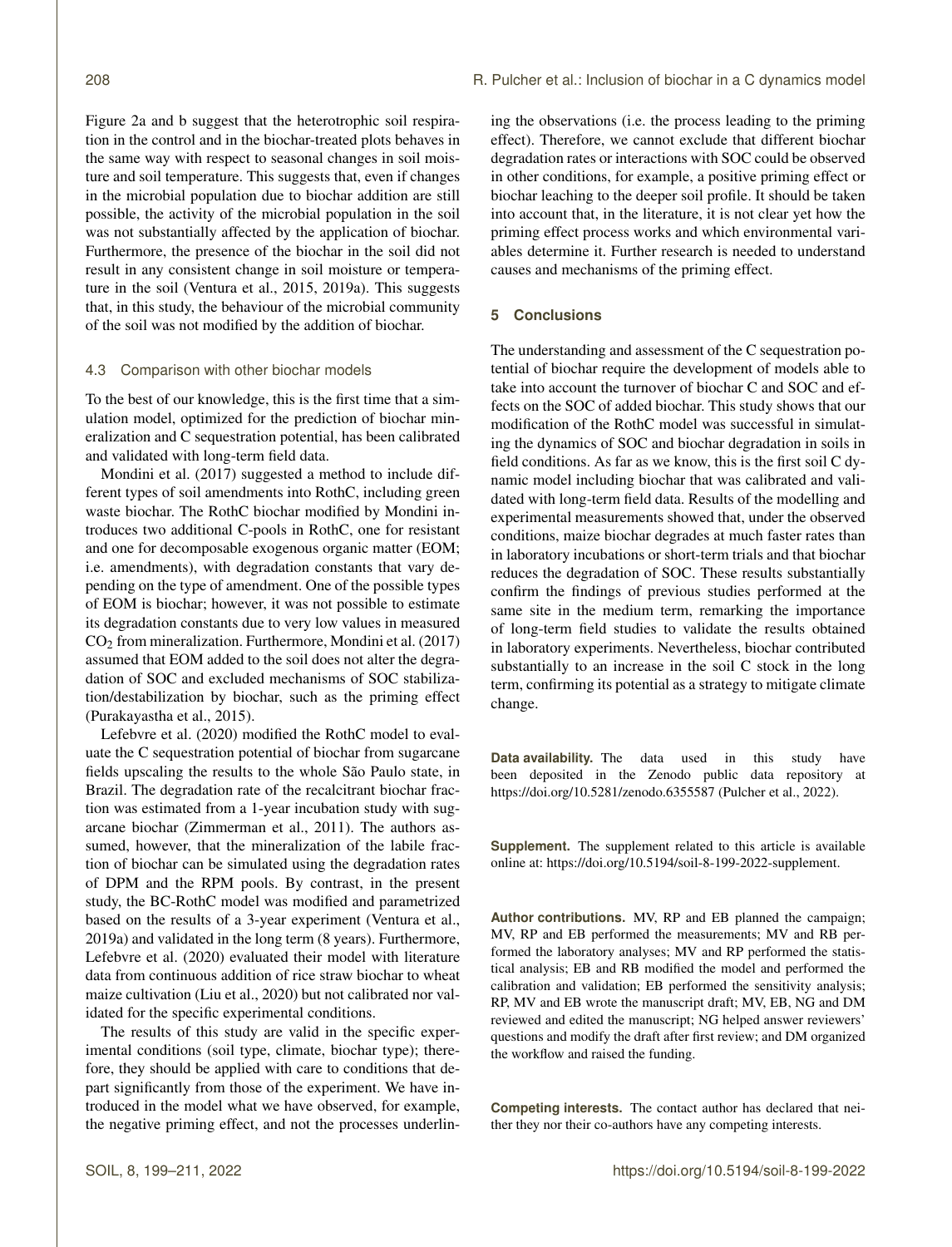Figure 2a and b suggest that the heterotrophic soil respiration in the control and in the biochar-treated plots behaves in the same way with respect to seasonal changes in soil moisture and soil temperature. This suggests that, even if changes in the microbial population due to biochar addition are still possible, the activity of the microbial population in the soil was not substantially affected by the application of biochar. Furthermore, the presence of the biochar in the soil did not result in any consistent change in soil moisture or temperature in the soil (Ventura et al., 2015, 2019a). This suggests that, in this study, the behaviour of the microbial community of the soil was not modified by the addition of biochar.

### 4.3 Comparison with other biochar models

To the best of our knowledge, this is the first time that a simulation model, optimized for the prediction of biochar mineralization and C sequestration potential, has been calibrated and validated with long-term field data.

Mondini et al. (2017) suggested a method to include different types of soil amendments into RothC, including green waste biochar. The RothC biochar modified by Mondini introduces two additional C-pools in RothC, one for resistant and one for decomposable exogenous organic matter (EOM; i.e. amendments), with degradation constants that vary depending on the type of amendment. One of the possible types of EOM is biochar; however, it was not possible to estimate its degradation constants due to very low values in measured $CO_2$ from mineralization. Furthermore, Mondini et al. (2017) assumed that EOM added to the soil does not alter the degradation of SOC and excluded mechanisms of SOC stabilization/destabilization by biochar, such as the priming effect (Purakayastha et al., 2015).

Lefebvre et al. (2020) modified the RothC model to evaluate the C sequestration potential of biochar from sugarcane fields upscaling the results to the whole São Paulo state, in Brazil. The degradation rate of the recalcitrant biochar fraction was estimated from a 1-year incubation study with sugarcane biochar (Zimmerman et al., 2011). The authors assumed, however, that the mineralization of the labile fraction of biochar can be simulated using the degradation rates of DPM and the RPM pools. By contrast, in the present study, the BC-RothC model was modified and parametrized based on the results of a 3-year experiment (Ventura et al., 2019a) and validated in the long term (8 years). Furthermore, Lefebvre et al. (2020) evaluated their model with literature data from continuous addition of rice straw biochar to wheat maize cultivation (Liu et al., 2020) but not calibrated nor validated for the specific experimental conditions.

The results of this study are valid in the specific experimental conditions (soil type, climate, biochar type); therefore, they should be applied with care to conditions that depart significantly from those of the experiment. We have introduced in the model what we have observed, for example, the negative priming effect, and not the processes underlining the observations (i.e. the process leading to the priming effect). Therefore, we cannot exclude that different biochar degradation rates or interactions with SOC could be observed in other conditions, for example, a positive priming effect or biochar leaching to the deeper soil profile. It should be taken into account that, in the literature, it is not clear yet how the priming effect process works and which environmental variables determine it. Further research is needed to understand causes and mechanisms of the priming effect.

## 5 Conclusions

The understanding and assessment of the C sequestration potential of biochar require the development of models able to take into account the turnover of biochar C and SOC and effects on the SOC of added biochar. This study shows that our modification of the RothC model was successful in simulating the dynamics of SOC and biochar degradation in soils in field conditions. As far as we know, this is the first soil C dynamic model including biochar that was calibrated and validated with long-term field data. Results of the modelling and experimental measurements showed that, under the observed conditions, maize biochar degrades at much faster rates than in laboratory incubations or short-term trials and that biochar reduces the degradation of SOC. These results substantially confirm the findings of previous studies performed at the same site in the medium term, remarking the importance of long-term field studies to validate the results obtained in laboratory experiments. Nevertheless, biochar contributed substantially to an increase in the soil C stock in the long term, confirming its potential as a strategy to mitigate climate change.

**Data availability.** The data used in this study have been deposited in the Zenodo public data repository at https://doi.org/10.5281/zenodo.6355587 (Pulcher et al., 2022).

**Supplement.** The supplement related to this article is available online at: https://doi.org/10.5194/soil-8-199-2022-supplement.

**Author contributions.** MV, RP and EB planned the campaign; MV, RP and EB performed the measurements; MV and RB performed the laboratory analyses; MV and RP performed the statistical analysis; EB and RB modified the model and performed the calibration and validation; EB performed the sensitivity analysis; RP, MV and EB wrote the manuscript draft; MV, EB, NG and DM reviewed and edited the manuscript; NG helped answer reviewers' questions and modify the draft after first review; and DM organized the workflow and raised the funding.

**Competing interests.** The contact author has declared that neither they nor their co-authors have any competing interests.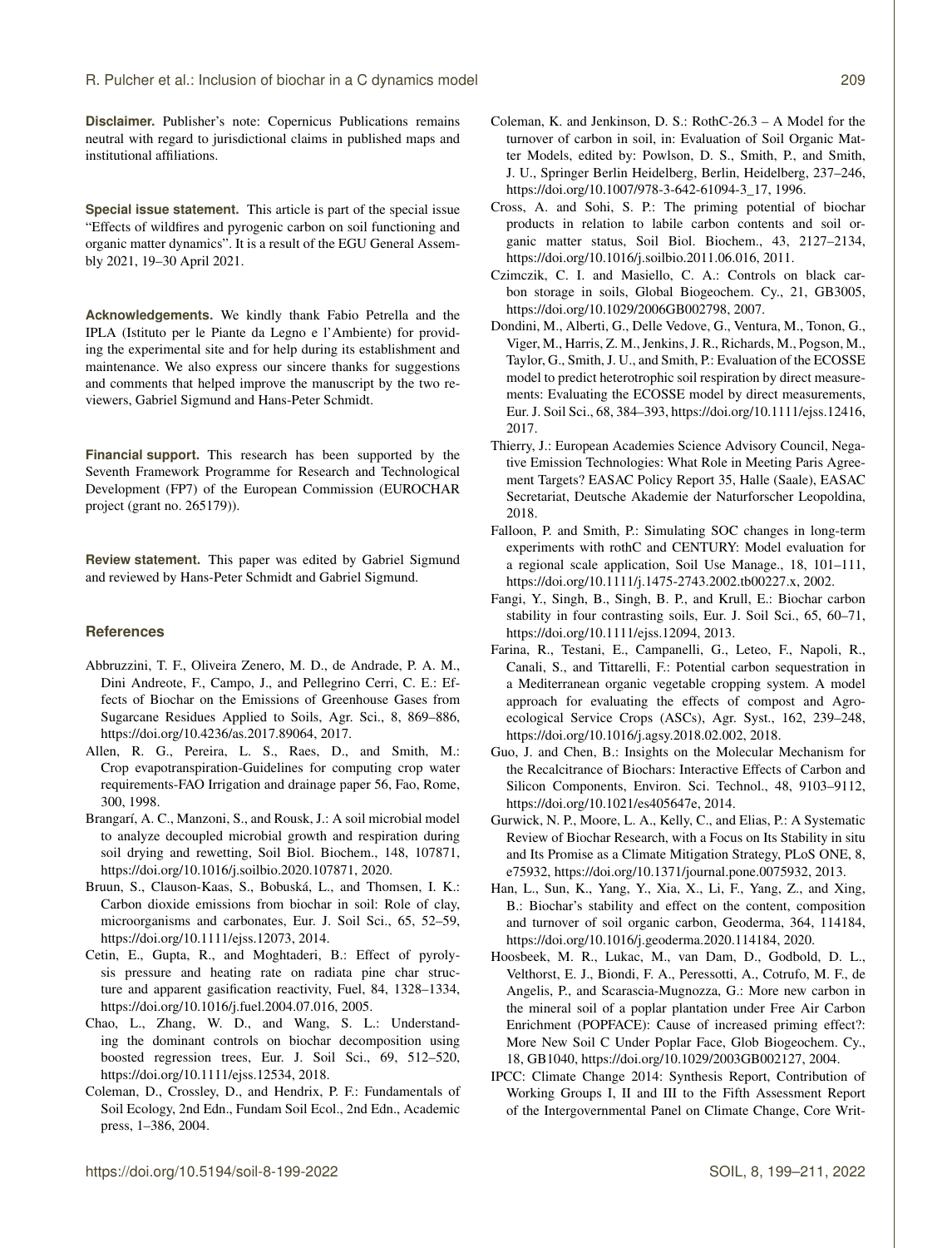**Disclaimer.** Publisher's note: Copernicus Publications remains neutral with regard to jurisdictional claims in published maps and institutional affiliations.

**Special issue statement.** This article is part of the special issue "Effects of wildfires and pyrogenic carbon on soil functioning and organic matter dynamics". It is a result of the EGU General Assembly 2021, 19–30 April 2021.

**Acknowledgements.** We kindly thank Fabio Petrella and the IPLA (Istituto per le Piante da Legno e l'Ambiente) for providing the experimental site and for help during its establishment and maintenance. We also express our sincere thanks for suggestions and comments that helped improve the manuscript by the two reviewers, Gabriel Sigmund and Hans-Peter Schmidt.

**Financial support.** This research has been supported by the Seventh Framework Programme for Research and Technological Development (FP7) of the European Commission (EUROCHAR project (grant no. 265179)).

**Review statement.** This paper was edited by Gabriel Sigmund and reviewed by Hans-Peter Schmidt and Gabriel Sigmund.

## References

Abbruzzini, T. F., Oliveira Zenero, M. D., de Andrade, P. A. M., Dini Andreote, F., Campo, J., and Pellegrino Cerri, C. E.: Effects of Biochar on the Emissions of Greenhouse Gases from Sugarcane Residues Applied to Soils, Agr. Sci., 8, 869–886, https://doi.org/10.4236/as.2017.89064, 2017.

Allen, R. G., Pereira, L. S., Raes, D., and Smith, M.: Crop evapotranspiration-Guidelines for computing crop water requirements-FAO Irrigation and drainage paper 56, Fao, Rome, 300, 1998.

Brangarí, A. C., Manzoni, S., and Rousk, J.: A soil microbial model to analyze decoupled microbial growth and respiration during soil drying and rewetting, Soil Biol. Biochem., 148, 107871, https://doi.org/10.1016/j.soilbio.2020.107871, 2020.

Bruun, S., Clauson-Kaas, S., Bobuská, L., and Thomsen, I. K.: Carbon dioxide emissions from biochar in soil: Role of clay, microorganisms and carbonates, Eur. J. Soil Sci., 65, 52–59, https://doi.org/10.1111/ejss.12073, 2014.

Cetin, E., Gupta, R., and Moghtaderi, B.: Effect of pyrolysis pressure and heating rate on radiata pine char structure and apparent gasification reactivity, Fuel, 84, 1328–1334, https://doi.org/10.1016/j.fuel.2004.07.016, 2005.

Chao, L., Zhang, W. D., and Wang, S. L.: Understanding the dominant controls on biochar decomposition using boosted regression trees, Eur. J. Soil Sci., 69, 512–520, https://doi.org/10.1111/ejss.12534, 2018.

Coleman, D., Crossley, D., and Hendrix, P. F.: Fundamentals of Soil Ecology, 2nd Edn., Fundam Soil Ecol., 2nd Edn., Academic press, 1–386, 2004.

Coleman, K. and Jenkinson, D. S.: RothC-26.3 – A Model for the turnover of carbon in soil, in: Evaluation of Soil Organic Matter Models, edited by: Powlson, D. S., Smith, P., and Smith, J. U., Springer Berlin Heidelberg, Berlin, Heidelberg, 237–246, https://doi.org/10.1007/978-3-642-61094-3_17, 1996.

Cross, A. and Sohi, S. P.: The priming potential of biochar products in relation to labile carbon contents and soil organic matter status, Soil Biol. Biochem., 43, 2127–2134, https://doi.org/10.1016/j.soilbio.2011.06.016, 2011.

Czimczik, C. I. and Masiello, C. A.: Controls on black carbon storage in soils, Global Biogeochem. Cy., 21, GB3005, https://doi.org/10.1029/2006GB002798, 2007.

Dondini, M., Alberti, G., Delle Vedove, G., Ventura, M., Tonon, G., Viger, M., Harris, Z. M., Jenkins, J. R., Richards, M., Pogson, M., Taylor, G., Smith, J. U., and Smith, P.: Evaluation of the ECOSSE model to predict heterotrophic soil respiration by direct measurements: Evaluating the ECOSSE model by direct measurements, Eur. J. Soil Sci., 68, 384–393, https://doi.org/10.1111/ejss.12416, 2017.

Thierry, J.: European Academies Science Advisory Council, Negative Emission Technologies: What Role in Meeting Paris Agreement Targets? EASAC Policy Report 35, Halle (Saale), EASAC Secretariat, Deutsche Akademie der Naturforscher Leopoldina, 2018.

Falloon, P. and Smith, P.: Simulating SOC changes in long-term experiments with rothC and CENTURY: Model evaluation for a regional scale application, Soil Use Manage., 18, 101–111, https://doi.org/10.1111/j.1475-2743.2002.tb00227.x, 2002.

Fangi, Y., Singh, B., Singh, B. P., and Krull, E.: Biochar carbon stability in four contrasting soils, Eur. J. Soil Sci., 65, 60–71, https://doi.org/10.1111/ejss.12094, 2013.

Farina, R., Testani, E., Campanelli, G., Leteo, F., Napoli, R., Canali, S., and Tittarelli, F.: Potential carbon sequestration in a Mediterranean organic vegetable cropping system. A model approach for evaluating the effects of compost and Agroecological Service Crops (ASCs), Agr. Syst., 162, 239–248, https://doi.org/10.1016/j.agsy.2018.02.002, 2018.

Guo, J. and Chen, B.: Insights on the Molecular Mechanism for the Recalcitrance of Biochars: Interactive Effects of Carbon and Silicon Components, Environ. Sci. Technol., 48, 9103–9112, https://doi.org/10.1021/es405647e, 2014.

Gurwick, N. P., Moore, L. A., Kelly, C., and Elias, P.: A Systematic Review of Biochar Research, with a Focus on Its Stability in situ and Its Promise as a Climate Mitigation Strategy, PLoS ONE, 8, e75932, https://doi.org/10.1371/journal.pone.0075932, 2013.

Han, L., Sun, K., Yang, Y., Xia, X., Li, F., Yang, Z., and Xing, B.: Biochar's stability and effect on the content, composition and turnover of soil organic carbon, Geoderma, 364, 114184, https://doi.org/10.1016/j.geoderma.2020.114184, 2020.

Hoosbeek, M. R., Lukac, M., van Dam, D., Godbold, D. L., Velthorst, E. J., Biondi, F. A., Peressotti, A., Cotrufo, M. F., de Angelis, P., and Scarascia-Mugnozza, G.: More new carbon in the mineral soil of a poplar plantation under Free Air Carbon Enrichment (POPFACE): Cause of increased priming effect?: More New Soil C Under Poplar Face, Glob Biogeochem. Cy., 18, GB1040, https://doi.org/10.1029/2003GB002127, 2004.

IPCC: Climate Change 2014: Synthesis Report, Contribution of Working Groups I, II and III to the Fifth Assessment Report of the Intergovernmental Panel on Climate Change, Core Writ-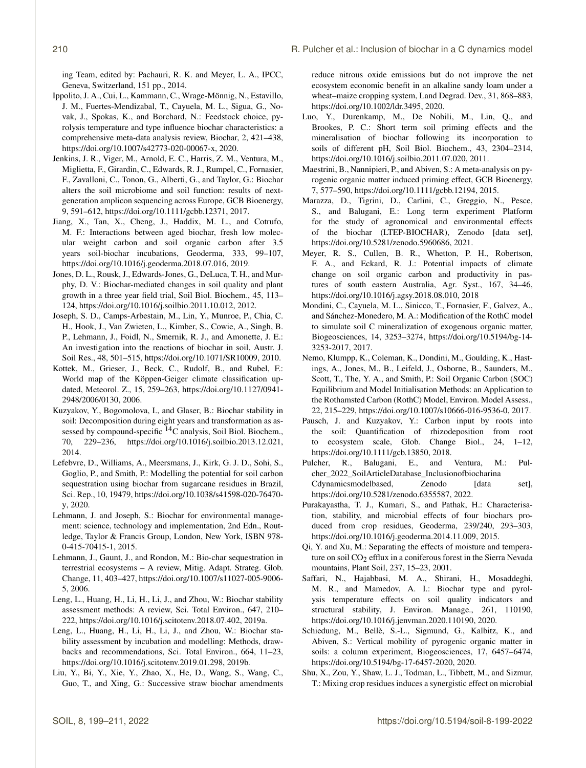ing Team, edited by: Pachauri, R. K. and Meyer, L. A., IPCC, Geneva, Switzerland, 151 pp., 2014.

Ippolito, J. A., Cui, L., Kammann, C., Wrage-Mönnig, N., Estavillo, J. M., Fuertes-Mendizabal, T., Cayuela, M. L., Sigua, G., Novak, J., Spokas, K., and Borchard, N.: Feedstock choice, pyrolysis temperature and type influence biochar characteristics: a comprehensive meta-data analysis review, Biochar, 2, 421–438, https://doi.org/10.1007/s42773-020-00067-x, 2020.

Jenkins, J. R., Viger, M., Arnold, E. C., Harris, Z. M., Ventura, M., Miglietta, F., Girardin, C., Edwards, R. J., Rumpel, C., Fornasier, F., Zavalloni, C., Tonon, G., Alberti, G., and Taylor, G.: Biochar alters the soil microbiome and soil function: results of next-generation amplicon sequencing across Europe, GCB Bioenergy, 9, 591–612, https://doi.org/10.1111/gcbb.12371, 2017.

Jiang, X., Tan, X., Cheng, J., Haddix, M. L., and Cotrufo, M. F.: Interactions between aged biochar, fresh low molecular weight carbon and soil organic carbon after 3.5 years soil-biochar incubations, Geoderma, 333, 99–107, https://doi.org/10.1016/j.geoderma.2018.07.016, 2019.

Jones, D. L., Rousk, J., Edwards-Jones, G., DeLuca, T. H., and Murphy, D. V.: Biochar-mediated changes in soil quality and plant growth in a three year field trial, Soil Biol. Biochem., 45, 113–124, https://doi.org/10.1016/j.soilbio.2011.10.012, 2012.

Joseph, S. D., Camps-Arbestain, M., Lin, Y., Munroe, P., Chia, C. H., Hook, J., Van Zwieten, L., Kimber, S., Cowie, A., Singh, B. P., Lehmann, J., Foidl, N., Smernik, R. J., and Amonette, J. E.: An investigation into the reactions of biochar in soil, Austr. J. Soil Res., 48, 501–515, https://doi.org/10.1071/SR10009, 2010.

Kottek, M., Grieser, J., Beck, C., Rudolf, B., and Rubel, F.: World map of the Köppen-Geiger climate classification updated, Meteorol. Z., 15, 259–263, https://doi.org/10.1127/0941-2948/2006/0130, 2006.

Kuzyakov, Y., Bogomolova, I., and Glaser, B.: Biochar stability in soil: Decomposition during eight years and transformation as assessed by compound-specific $^{14}C$ analysis, Soil Biol. Biochem., 70, 229–236, https://doi.org/10.1016/j.soilbio.2013.12.021, 2014.

Lefebvre, D., Williams, A., Meersmans, J., Kirk, G. J. D., Sohi, S., Goglio, P., and Smith, P.: Modelling the potential for soil carbon sequestration using biochar from sugarcane residues in Brazil, Sci. Rep., 10, 19479, https://doi.org/10.1038/s41598-020-76470-y, 2020.

Lehmann, J. and Joseph, S.: Biochar for environmental management: science, technology and implementation, 2nd Edn., Routledge, Taylor & Francis Group, London, New York, ISBN 978-0-415-70415-1, 2015.

Lehmann, J., Gaunt, J., and Rondon, M.: Bio-char sequestration in terrestrial ecosystems – A review, Mitig. Adapt. Strateg. Glob. Change, 11, 403–427, https://doi.org/10.1007/s11027-005-9006-5, 2006.

Leng, L., Huang, H., Li, H., Li, J., and Zhou, W.: Biochar stability assessment methods: A review, Sci. Total Environ., 647, 210–222, https://doi.org/10.1016/j.scitotenv.2018.07.402, 2019a.

Leng, L., Huang, H., Li, H., Li, J., and Zhou, W.: Biochar stability assessment by incubation and modelling: Methods, drawbacks and recommendations, Sci. Total Environ., 664, 11–23, https://doi.org/10.1016/j.scitotenv.2019.01.298, 2019b.

Liu, Y., Bi, Y., Xie, Y., Zhao, X., He, D., Wang, S., Wang, C., Guo, T., and Xing, G.: Successive straw biochar amendments reduce nitrous oxide emissions but do not improve the net ecosystem economic benefit in an alkaline sandy loam under a wheat–maize cropping system, Land Degrad. Dev., 31, 868–883, https://doi.org/10.1002/ldr.3495, 2020.

Luo, Y., Durenkamp, M., De Nobili, M., Lin, Q., and Brookes, P. C.: Short term soil priming effects and the mineralisation of biochar following its incorporation to soils of different pH, Soil Biol. Biochem., 43, 2304–2314, https://doi.org/10.1016/j.soilbio.2011.07.020, 2011.

Maestrini, B., Nannipieri, P., and Abiven, S.: A meta-analysis on pyrogenic organic matter induced priming effect, GCB Bioenergy, 7, 577–590, https://doi.org/10.1111/gcbb.12194, 2015.

Marazza, D., Tigrini, D., Carlini, C., Greggio, N., Pesce, S., and Balugani, E.: Long term experiment Platform for the study of agronomical and environmental effects of the biochar (LTEP-BIOCHAR), Zenodo [data set], https://doi.org/10.5281/zenodo.5960686, 2021.

Meyer, R. S., Cullen, B. R., Whetton, P. H., Robertson, F. A., and Eckard, R. J.: Potential impacts of climate change on soil organic carbon and productivity in pastures of south eastern Australia, Agr. Syst., 167, 34–46, https://doi.org/10.1016/j.agsy.2018.08.010, 2018

Mondini, C., Cayuela, M. L., Sinicco, T., Fornasier, F., Galvez, A., and Sánchez-Monedero, M. A.: Modification of the RothC model to simulate soil C mineralization of exogenous organic matter, Biogeosciences, 14, 3253–3274, https://doi.org/10.5194/bg-14-3253-2017, 2017.

Nemo, Klumpp, K., Coleman, K., Dondini, M., Goulding, K., Hastings, A., Jones, M., B., Leifeld, J., Osborne, B., Saunders, M., Scott, T., The, Y. A., and Smith, P.: Soil Organic Carbon (SOC) Equilibrium and Model Initialisation Methods: an Application to the Rothamsted Carbon (RothC) Model, Environ. Model Assess., 22, 215–229, https://doi.org/10.1007/s10666-016-9536-0, 2017.

Pausch, J. and Kuzyakov, Y.: Carbon input by roots into the soil: Quantification of rhizodeposition from root to ecosystem scale, Glob. Change Biol., 24, 1–12, https://doi.org/10.1111/gcb.13850, 2018.

Pulcher, R., Balugani, E., and Ventura, M.: Pulcher_2022_SoilArticleDatabase_Inclusionofbiocharina Cdynamicsmodelbased, Zenodo [data set], https://doi.org/10.5281/zenodo.6355587, 2022.

Purakayastha, T. J., Kumari, S., and Pathak, H.: Characterisation, stability, and microbial effects of four biochars produced from crop residues, Geoderma, 239/240, 293–303, https://doi.org/10.1016/j.geoderma.2014.11.009, 2015.

Qi, Y. and Xu, M.: Separating the effects of moisture and temperature on soil $CO_2$ efflux in a coniferous forest in the Sierra Nevada mountains, Plant Soil, 237, 15–23, 2001.

Saffari, N., Hajabbasi, M. A., Shirani, H., Mosaddeghi, M. R., and Mamedov, A. I.: Biochar type and pyrolysis temperature effects on soil quality indicators and structural stability, J. Environ. Manage., 261, 110190, https://doi.org/10.1016/j.jenvman.2020.110190, 2020.

Schiedung, M., Bellè, S.-L., Sigmund, G., Kalbitz, K., and Abiven, S.: Vertical mobility of pyrogenic organic matter in soils: a column experiment, Biogeosciences, 17, 6457–6474, https://doi.org/10.5194/bg-17-6457-2020, 2020.

Shu, X., Zou, Y., Shaw, L. J., Todman, L., Tibbett, M., and Sizmur, T.: Mixing crop residues induces a synergistic effect on microbial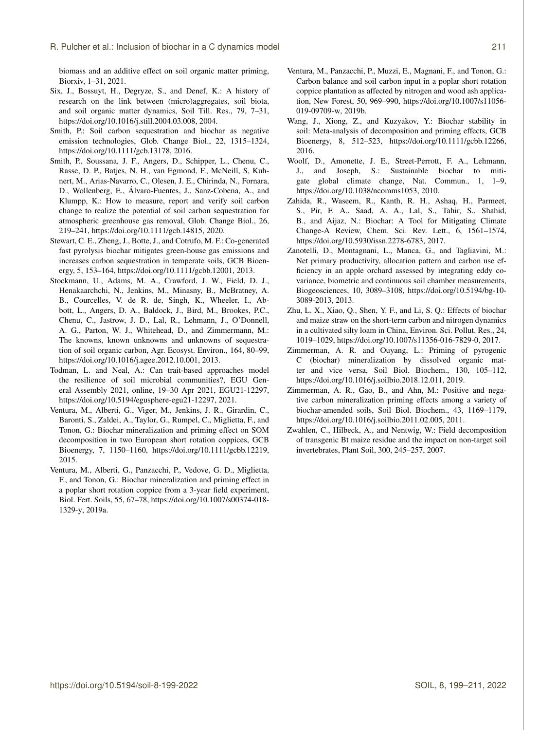biomass and an additive effect on soil organic matter priming, Biorxiv, 1–31, 2021.

Six, J., Bossuyt, H., Degryze, S., and Denef, K.: A history of research on the link between (micro)aggregates, soil biota, and soil organic matter dynamics, Soil Till. Res., 79, 7–31, https://doi.org/10.1016/j.still.2004.03.008, 2004.

Smith, P.: Soil carbon sequestration and biochar as negative emission technologies, Glob. Change Biol., 22, 1315–1324, https://doi.org/10.1111/gcb.13178, 2016.

Smith, P., Soussana, J. F., Angers, D., Schipper, L., Chenu, C., Rasse, D. P., Batjes, N. H., van Egmond, F., McNeill, S, Kuhnert, M., Arias-Navarro, C., Olesen, J. E., Chirinda, N., Fornara, D., Wollenberg, E., Álvaro-Fuentes, J., Sanz-Cobena, A., and Klumpp, K.: How to measure, report and verify soil carbon change to realize the potential of soil carbon sequestration for atmospheric greenhouse gas removal, Glob. Change Biol., 26, 219–241, https://doi.org/10.1111/gcb.14815, 2020.

Stewart, C. E., Zheng, J., Botte, J., and Cotrufo, M. F.: Co-generated fast pyrolysis biochar mitigates green-house gas emissions and increases carbon sequestration in temperate soils, GCB Bioenergy, 5, 153–164, https://doi.org/10.1111/gcbb.12001, 2013.

Stockmann, U., Adams, M. A., Crawford, J. W., Field, D. J., Henakaarchchi, N., Jenkins, M., Minasny, B., McBratney, A. B., Courcelles, V. de R. de, Singh, K., Wheeler, I., Abbott, L., Angers, D. A., Baldock, J., Bird, M., Brookes, P.C., Chenu, C., Jastrow, J. D., Lal, R., Lehmann, J., O'Donnell, A. G., Parton, W. J., Whitehead, D., and Zimmermann, M.: The knowns, known unknowns and unknowns of sequestration of soil organic carbon, Agr. Ecosyst. Environ., 164, 80–99, https://doi.org/10.1016/j.agee.2012.10.001, 2013.

Todman, L. and Neal, A.: Can trait-based approaches model the resilience of soil microbial communities?, EGU General Assembly 2021, online, 19–30 Apr 2021, EGU21-12297, https://doi.org/10.5194/egusphere-egu21-12297, 2021.

Ventura, M., Alberti, G., Viger, M., Jenkins, J. R., Girardin, C., Baronti, S., Zaldei, A., Taylor, G., Rumpel, C., Miglietta, F., and Tonon, G.: Biochar mineralization and priming effect on SOM decomposition in two European short rotation coppices, GCB Bioenergy, 7, 1150–1160, https://doi.org/10.1111/gcbb.12219, 2015.

Ventura, M., Alberti, G., Panzacchi, P., Vedove, G. D., Miglietta, F., and Tonon, G.: Biochar mineralization and priming effect in a poplar short rotation coppice from a 3-year field experiment, Biol. Fert. Soils, 55, 67–78, https://doi.org/10.1007/s00374-018-1329-y, 2019a.

Ventura, M., Panzacchi, P., Muzzi, E., Magnani, F., and Tonon, G.: Carbon balance and soil carbon input in a poplar short rotation coppice plantation as affected by nitrogen and wood ash application, New Forest, 50, 969–990, https://doi.org/10.1007/s11056-019-09709-w, 2019b.

Wang, J., Xiong, Z., and Kuzyakov, Y.: Biochar stability in soil: Meta-analysis of decomposition and priming effects, GCB Bioenergy, 8, 512–523, https://doi.org/10.1111/gcbb.12266, 2016.

Woolf, D., Amonette, J. E., Street-Perrott, F. A., Lehmann, J., and Joseph, S.: Sustainable biochar to mitigate global climate change, Nat. Commun., 1, 1–9, https://doi.org/10.1038/ncomms1053, 2010.

Zahida, R., Waseem, R., Kanth, R. H., Ashaq, H., Parmeet, S., Pir, F. A., Saad, A. A., Lal, S., Tahir, S., Shahid, B., and Aijaz, N.: Biochar: A Tool for Mitigating Climate Change-A Review, Chem. Sci. Rev. Lett., 6, 1561–1574, https://doi.org/10.5930/issn.2278-6783, 2017.

Zanotelli, D., Montagnani, L., Manca, G., and Tagliavini, M.: Net primary productivity, allocation pattern and carbon use efficiency in an apple orchard assessed by integrating eddy covariance, biometric and continuous soil chamber measurements, Biogeosciences, 10, 3089–3108, https://doi.org/10.5194/bg-10-3089-2013, 2013.

Zhu, L. X., Xiao, Q., Shen, Y. F., and Li, S. Q.: Effects of biochar and maize straw on the short-term carbon and nitrogen dynamics in a cultivated silty loam in China, Environ. Sci. Pollut. Res., 24, 1019–1029, https://doi.org/10.1007/s11356-016-7829-0, 2017.

Zimmerman, A. R. and Ouyang, L.: Priming of pyrogenic C (biochar) mineralization by dissolved organic matter and vice versa, Soil Biol. Biochem., 130, 105–112, https://doi.org/10.1016/j.soilbio.2018.12.011, 2019.

Zimmerman, A. R., Gao, B., and Ahn, M.: Positive and negative carbon mineralization priming effects among a variety of biochar-amended soils, Soil Biol. Biochem., 43, 1169–1179, https://doi.org/10.1016/j.soilbio.2011.02.005, 2011.

Zwahlen, C., Hilbeck, A., and Nentwig, W.: Field decomposition of transgenic Bt maize residue and the impact on non-target soil invertebrates, Plant Soil, 300, 245–257, 2007.